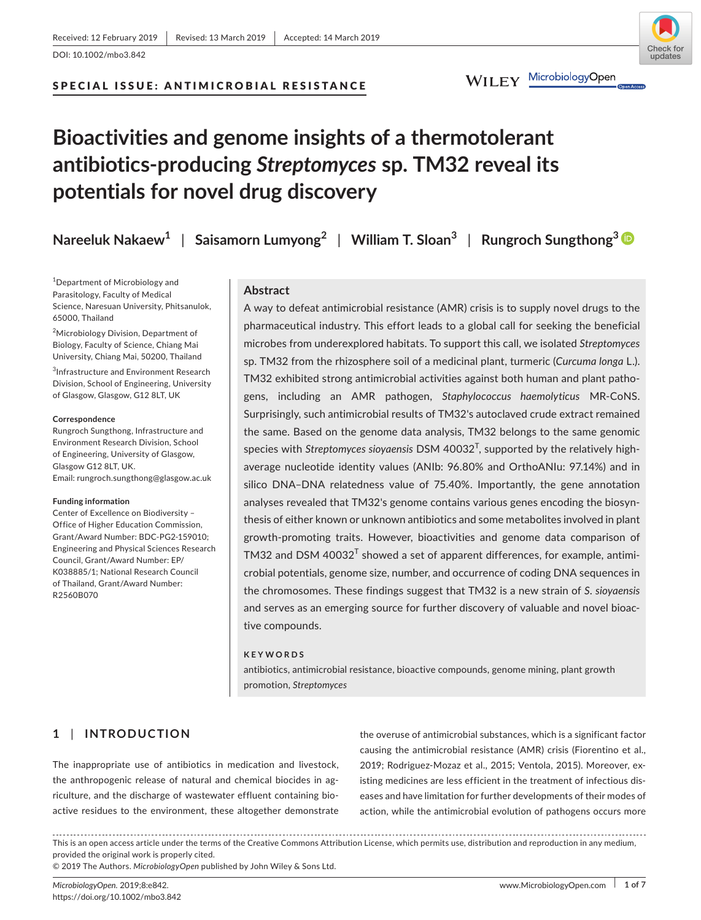Received: 12 February 2019 | Revised: 13 March 2019 | Accepted: 14 March 2019

DOI: 10.1002/mbo3.842

SPECIAL ISSUE: ANTIMICROBIAL RESISTANCE

# Bioactivities and genome insights of a thermotolerant antibiotics-producing *Streptomyces* sp. TM32 reveal its potentials for novel drug discovery

**Nareeluk Nakaew**[1] | **Saisamorn Lumyong**[2] | **William T. Sloan**[3] | **Rungroch Sungthong**[3]

[1]Department of Microbiology and Parasitology, Faculty of Medical Science, Naresuan University, Phitsanulok, 65000, Thailand

[2]Microbiology Division, Department of Biology, Faculty of Science, Chiang Mai University, Chiang Mai, 50200, Thailand

[3]Infrastructure and Environment Research Division, School of Engineering, University of Glasgow, Glasgow, G12 8LT, UK

**Correspondence**

Rungroch Sungthong, Infrastructure and Environment Research Division, School of Engineering, University of Glasgow, Glasgow G12 8LT, UK.
Email: rungroch.sungthong@glasgow.ac.uk

**Funding information**

Center of Excellence on Biodiversity – Office of Higher Education Commission, Grant/Award Number: BDC-PG2-159010; Engineering and Physical Sciences Research Council, Grant/Award Number: EP/K038885/1; National Research Council of Thailand, Grant/Award Number: R2560B070

## Abstract

A way to defeat antimicrobial resistance (AMR) crisis is to supply novel drugs to the pharmaceutical industry. This effort leads to a global call for seeking the beneficial microbes from underexplored habitats. To support this call, we isolated *Streptomyces* sp. TM32 from the rhizosphere soil of a medicinal plant, turmeric (*Curcuma longa* L.). TM32 exhibited strong antimicrobial activities against both human and plant pathogens, including an AMR pathogen, *Staphylococcus haemolyticus* MR-CoNS. Surprisingly, such antimicrobial results of TM32's autoclaved crude extract remained the same. Based on the genome data analysis, TM32 belongs to the same genomic species with *Streptomyces sioyaensis* DSM 40032$^T$, supported by the relatively high-average nucleotide identity values (ANIb: 96.80% and OrthoANIu: 97.14%) and in silico DNA–DNA relatedness value of 75.40%. Importantly, the gene annotation analyses revealed that TM32's genome contains various genes encoding the biosynthesis of either known or unknown antibiotics and some metabolites involved in plant growth-promoting traits. However, bioactivities and genome data comparison of TM32 and DSM 40032$^T$ showed a set of apparent differences, for example, antimicrobial potentials, genome size, number, and occurrence of coding DNA sequences in the chromosomes. These findings suggest that TM32 is a new strain of *S. sioyaensis* and serves as an emerging source for further discovery of valuable and novel bioactive compounds.

**KEYWORDS**

antibiotics, antimicrobial resistance, bioactive compounds, genome mining, plant growth promotion, *Streptomyces*

## 1 | INTRODUCTION

The inappropriate use of antibiotics in medication and livestock, the anthropogenic release of natural and chemical biocides in agriculture, and the discharge of wastewater effluent containing bioactive residues to the environment, these altogether demonstrate the overuse of antimicrobial substances, which is a significant factor causing the antimicrobial resistance (AMR) crisis (Fiorentino et al., 2019; Rodriguez-Mozaz et al., 2015; Ventola, 2015). Moreover, existing medicines are less efficient in the treatment of infectious diseases and have limitation for further developments of their modes of action, while the antimicrobial evolution of pathogens occurs more

This is an open access article under the terms of the Creative Commons Attribution License, which permits use, distribution and reproduction in any medium, provided the original work is properly cited.
© 2019 The Authors. *MicrobiologyOpen* published by John Wiley & Sons Ltd.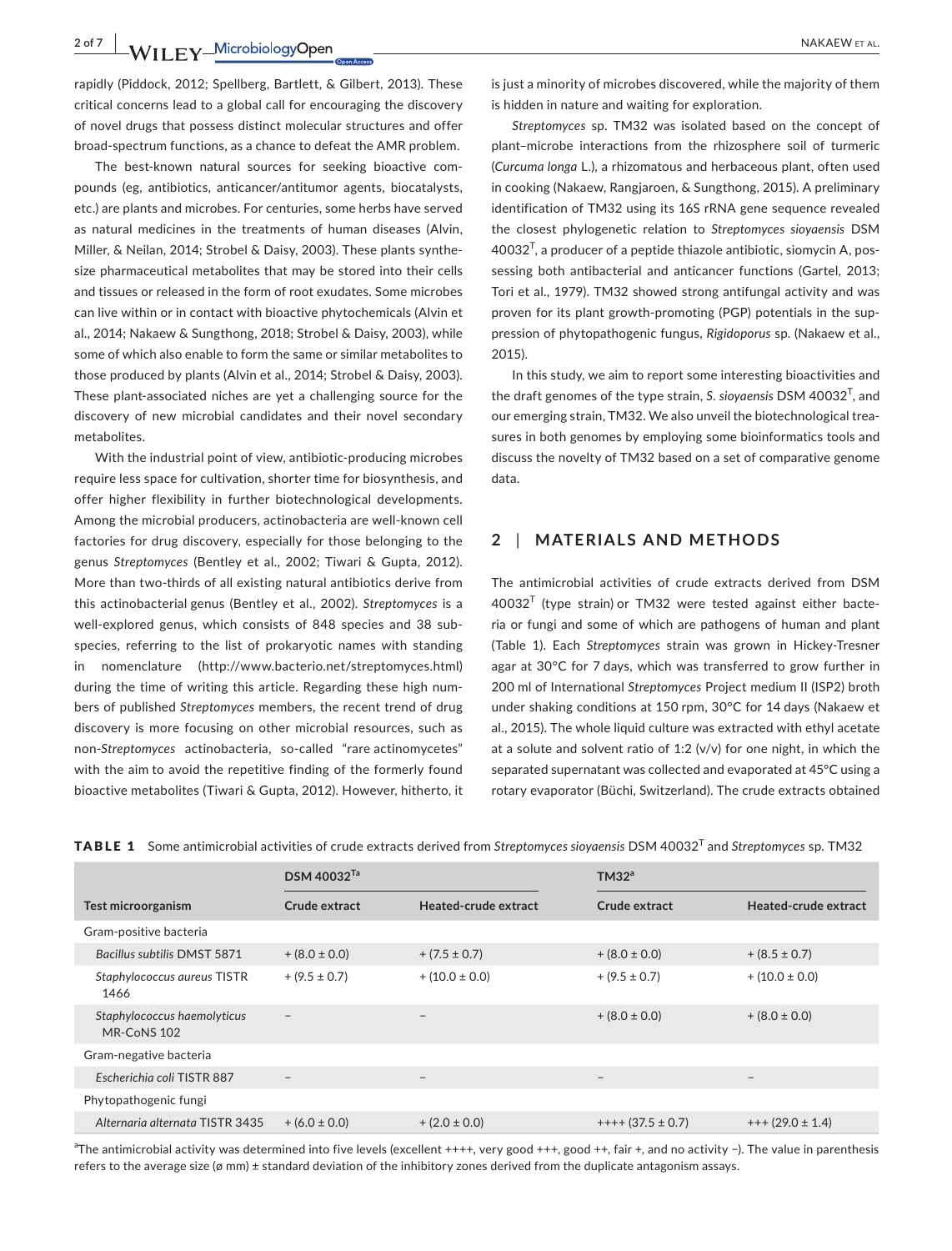rapidly (Piddock, 2012; Spellberg, Bartlett, & Gilbert, 2013). These critical concerns lead to a global call for encouraging the discovery of novel drugs that possess distinct molecular structures and offer broad-spectrum functions, as a chance to defeat the AMR problem.

The best-known natural sources for seeking bioactive compounds (eg, antibiotics, anticancer/antitumor agents, biocatalysts, etc.) are plants and microbes. For centuries, some herbs have served as natural medicines in the treatments of human diseases (Alvin, Miller, & Neilan, 2014; Strobel & Daisy, 2003). These plants synthesize pharmaceutical metabolites that may be stored into their cells and tissues or released in the form of root exudates. Some microbes can live within or in contact with bioactive phytochemicals (Alvin et al., 2014; Nakaew & Sungthong, 2018; Strobel & Daisy, 2003), while some of which also enable to form the same or similar metabolites to those produced by plants (Alvin et al., 2014; Strobel & Daisy, 2003). These plant-associated niches are yet a challenging source for the discovery of new microbial candidates and their novel secondary metabolites.

With the industrial point of view, antibiotic-producing microbes require less space for cultivation, shorter time for biosynthesis, and offer higher flexibility in further biotechnological developments. Among the microbial producers, actinobacteria are well-known cell factories for drug discovery, especially for those belonging to the genus *Streptomyces* (Bentley et al., 2002; Tiwari & Gupta, 2012). More than two-thirds of all existing natural antibiotics derive from this actinobacterial genus (Bentley et al., 2002). *Streptomyces* is a well-explored genus, which consists of 848 species and 38 subspecies, referring to the list of prokaryotic names with standing in nomenclature (http://www.bacterio.net/streptomyces.html) during the time of writing this article. Regarding these high numbers of published *Streptomyces* members, the recent trend of drug discovery is more focusing on other microbial resources, such as non-*Streptomyces* actinobacteria, so-called "rare actinomycetes" with the aim to avoid the repetitive finding of the formerly found bioactive metabolites (Tiwari & Gupta, 2012). However, hitherto, it is just a minority of microbes discovered, while the majority of them is hidden in nature and waiting for exploration.

*Streptomyces* sp. TM32 was isolated based on the concept of plant–microbe interactions from the rhizosphere soil of turmeric (*Curcuma longa* L.), a rhizomatous and herbaceous plant, often used in cooking (Nakaew, Rangjaroen, & Sungthong, 2015). A preliminary identification of TM32 using its 16S rRNA gene sequence revealed the closest phylogenetic relation to *Streptomyces sioyaensis* DSM 40032$^T$, a producer of a peptide thiazole antibiotic, siomycin A, possessing both antibacterial and anticancer functions (Gartel, 2013; Tori et al., 1979). TM32 showed strong antifungal activity and was proven for its plant growth-promoting (PGP) potentials in the suppression of phytopathogenic fungus, *Rigidoporus* sp. (Nakaew et al., 2015).

In this study, we aim to report some interesting bioactivities and the draft genomes of the type strain, *S. sioyaensis* DSM 40032$^T$, and our emerging strain, TM32. We also unveil the biotechnological treasures in both genomes by employing some bioinformatics tools and discuss the novelty of TM32 based on a set of comparative genome data.

## 2 | MATERIALS AND METHODS

The antimicrobial activities of crude extracts derived from DSM 40032$^T$ (type strain) or TM32 were tested against either bacteria or fungi and some of which are pathogens of human and plant (Table 1). Each *Streptomyces* strain was grown in Hickey-Tresner agar at 30°C for 7 days, which was transferred to grow further in 200 ml of International *Streptomyces* Project medium II (ISP2) broth under shaking conditions at 150 rpm, 30°C for 14 days (Nakaew et al., 2015). The whole liquid culture was extracted with ethyl acetate at a solute and solvent ratio of 1:2 (v/v) for one night, in which the separated supernatant was collected and evaporated at 45°C using a rotary evaporator (Büchi, Switzerland). The crude extracts obtained

**TABLE 1** Some antimicrobial activities of crude extracts derived from *Streptomyces sioyaensis* DSM 40032$^T$ and *Streptomyces* sp. TM32

| | DSM 40032$^{Ta}$ | | TM32[a] | |
|---|---|---|---|---|
| Test microorganism | Crude extract | Heated-crude extract | Crude extract | Heated-crude extract |
| Gram-positive bacteria | | | | |
| *Bacillus subtilis* DMST 5871 | + (8.0 ± 0.0) | + (7.5 ± 0.7) | + (8.0 ± 0.0) | + (8.5 ± 0.7) |
| *Staphylococcus aureus* TISTR 1466 | + (9.5 ± 0.7) | + (10.0 ± 0.0) | + (9.5 ± 0.7) | + (10.0 ± 0.0) |
| *Staphylococcus haemolyticus* MR-CoNS 102 | – | – | + (8.0 ± 0.0) | + (8.0 ± 0.0) |
| Gram-negative bacteria | | | | |
| *Escherichia coli* TISTR 887 | – | – | – | – |
| Phytopathogenic fungi | | | | |
| *Alternaria alternata* TISTR 3435 | + (6.0 ± 0.0) | + (2.0 ± 0.0) | ++++ (37.5 ± 0.7) | +++ (29.0 ± 1.4) |

[a]The antimicrobial activity was determined into five levels (excellent ++++, very good +++, good ++, fair +, and no activity –). The value in parenthesis refers to the average size (ø mm) ± standard deviation of the inhibitory zones derived from the duplicate antagonism assays.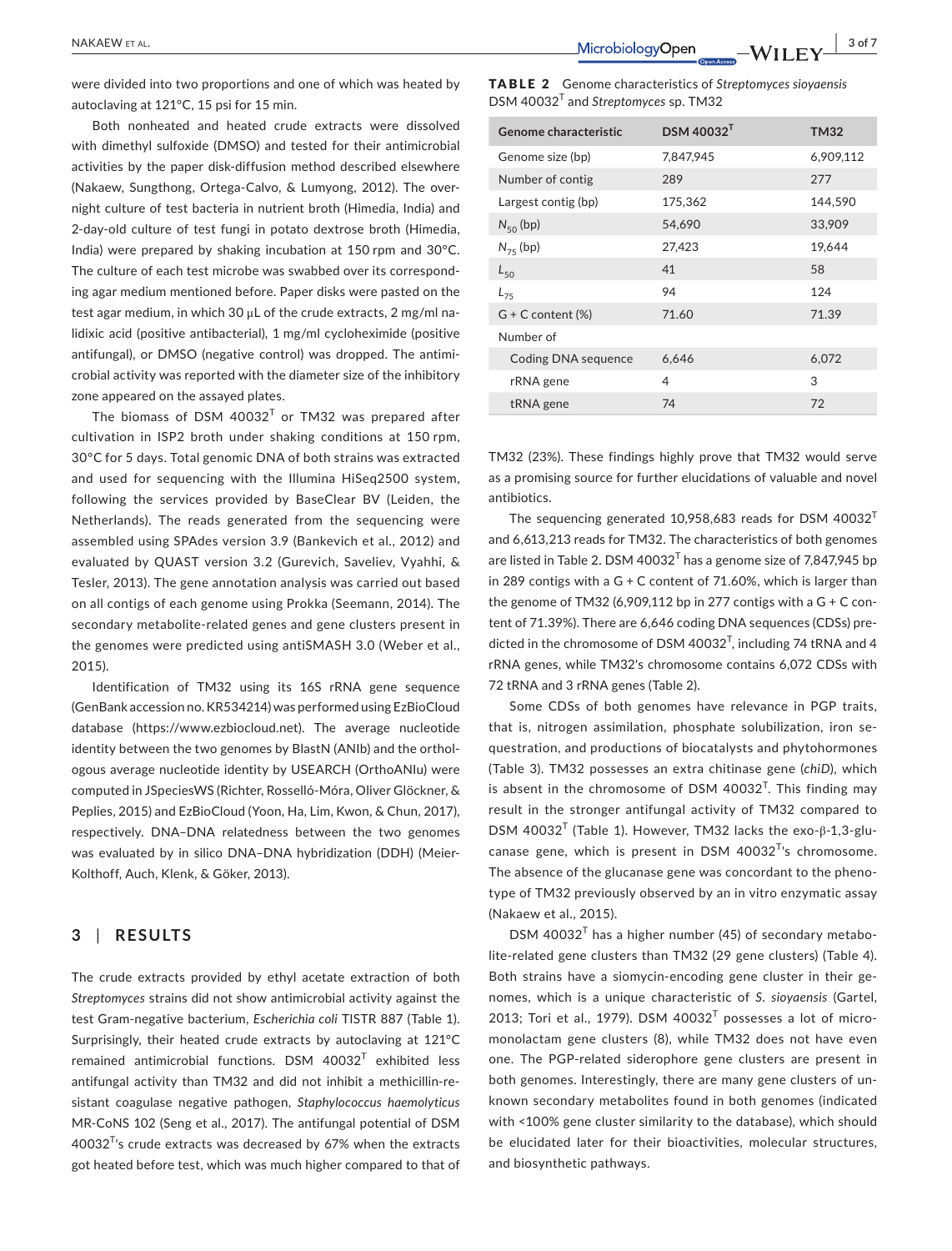were divided into two proportions and one of which was heated by autoclaving at 121°C, 15 psi for 15 min.

Both nonheated and heated crude extracts were dissolved with dimethyl sulfoxide (DMSO) and tested for their antimicrobial activities by the paper disk-diffusion method described elsewhere (Nakaew, Sungthong, Ortega-Calvo, & Lumyong, 2012). The overnight culture of test bacteria in nutrient broth (Himedia, India) and 2-day-old culture of test fungi in potato dextrose broth (Himedia, India) were prepared by shaking incubation at 150 rpm and 30°C. The culture of each test microbe was swabbed over its corresponding agar medium mentioned before. Paper disks were pasted on the test agar medium, in which 30 μL of the crude extracts, 2 mg/ml nalidixic acid (positive antibacterial), 1 mg/ml cycloheximide (positive antifungal), or DMSO (negative control) was dropped. The antimicrobial activity was reported with the diameter size of the inhibitory zone appeared on the assayed plates.

The biomass of DSM 40032$^T$ or TM32 was prepared after cultivation in ISP2 broth under shaking conditions at 150 rpm, 30°C for 5 days. Total genomic DNA of both strains was extracted and used for sequencing with the Illumina HiSeq2500 system, following the services provided by BaseClear BV (Leiden, the Netherlands). The reads generated from the sequencing were assembled using SPAdes version 3.9 (Bankevich et al., 2012) and evaluated by QUAST version 3.2 (Gurevich, Saveliev, Vyahhi, & Tesler, 2013). The gene annotation analysis was carried out based on all contigs of each genome using Prokka (Seemann, 2014). The secondary metabolite-related genes and gene clusters present in the genomes were predicted using antiSMASH 3.0 (Weber et al., 2015).

Identification of TM32 using its 16S rRNA gene sequence (GenBank accession no. KR534214) was performed using EzBioCloud database (https://www.ezbiocloud.net). The average nucleotide identity between the two genomes by BlastN (ANIb) and the orthologous average nucleotide identity by USEARCH (OrthoANIu) were computed in JSpeciesWS (Richter, Rosselló-Móra, Oliver Glöckner, & Peplies, 2015) and EzBioCloud (Yoon, Ha, Lim, Kwon, & Chun, 2017), respectively. DNA–DNA relatedness between the two genomes was evaluated by in silico DNA–DNA hybridization (DDH) (Meier-Kolthoff, Auch, Klenk, & Göker, 2013).

## 3 | RESULTS

The crude extracts provided by ethyl acetate extraction of both *Streptomyces* strains did not show antimicrobial activity against the test Gram-negative bacterium, *Escherichia coli* TISTR 887 (Table 1). Surprisingly, their heated crude extracts by autoclaving at 121°C remained antimicrobial functions. DSM 40032$^T$ exhibited less antifungal activity than TM32 and did not inhibit a methicillin-resistant coagulase negative pathogen, *Staphylococcus haemolyticus* MR-CoNS 102 (Seng et al., 2017). The antifungal potential of DSM 40032$^T$'s crude extracts was decreased by 67% when the extracts got heated before test, which was much higher compared to that of TM32 (23%). These findings highly prove that TM32 would serve as a promising source for further elucidations of valuable and novel antibiotics.

**TABLE 2** Genome characteristics of *Streptomyces sioyaensis* DSM 40032$^T$ and *Streptomyces* sp. TM32

| Genome characteristic | DSM 40032$^T$ | TM32 |
|---|---|---|
| Genome size (bp) | 7,847,945 | 6,909,112 |
| Number of contig | 289 | 277 |
| Largest contig (bp) | 175,362 | 144,590 |
| $N_{50}$ (bp) | 54,690 | 33,909 |
| $N_{75}$ (bp) | 27,423 | 19,644 |
| $L_{50}$ | 41 | 58 |
| $L_{75}$ | 94 | 124 |
| G + C content (%) | 71.60 | 71.39 |
| Number of | | |
| Coding DNA sequence | 6,646 | 6,072 |
| rRNA gene | 4 | 3 |
| tRNA gene | 74 | 72 |

The sequencing generated 10,958,683 reads for DSM 40032$^T$ and 6,613,213 reads for TM32. The characteristics of both genomes are listed in Table 2. DSM 40032$^T$ has a genome size of 7,847,945 bp in 289 contigs with a G + C content of 71.60%, which is larger than the genome of TM32 (6,909,112 bp in 277 contigs with a G + C content of 71.39%). There are 6,646 coding DNA sequences (CDSs) predicted in the chromosome of DSM 40032$^T$, including 74 tRNA and 4 rRNA genes, while TM32's chromosome contains 6,072 CDSs with 72 tRNA and 3 rRNA genes (Table 2).

Some CDSs of both genomes have relevance in PGP traits, that is, nitrogen assimilation, phosphate solubilization, iron sequestration, and productions of biocatalysts and phytohormones (Table 3). TM32 possesses an extra chitinase gene (*chiD*), which is absent in the chromosome of DSM 40032$^T$. This finding may result in the stronger antifungal activity of TM32 compared to DSM 40032$^T$ (Table 1). However, TM32 lacks the exo-β-1,3-glucanase gene, which is present in DSM 40032$^T$'s chromosome. The absence of the glucanase gene was concordant to the phenotype of TM32 previously observed by an in vitro enzymatic assay (Nakaew et al., 2015).

DSM 40032$^T$ has a higher number (45) of secondary metabolite-related gene clusters than TM32 (29 gene clusters) (Table 4). Both strains have a siomycin-encoding gene cluster in their genomes, which is a unique characteristic of *S. sioyaensis* (Gartel, 2013; Tori et al., 1979). DSM 40032$^T$ possesses a lot of micromonolactam gene clusters (8), while TM32 does not have even one. The PGP-related siderophore gene clusters are present in both genomes. Interestingly, there are many gene clusters of unknown secondary metabolites found in both genomes (indicated with <100% gene cluster similarity to the database), which should be elucidated later for their bioactivities, molecular structures, and biosynthetic pathways.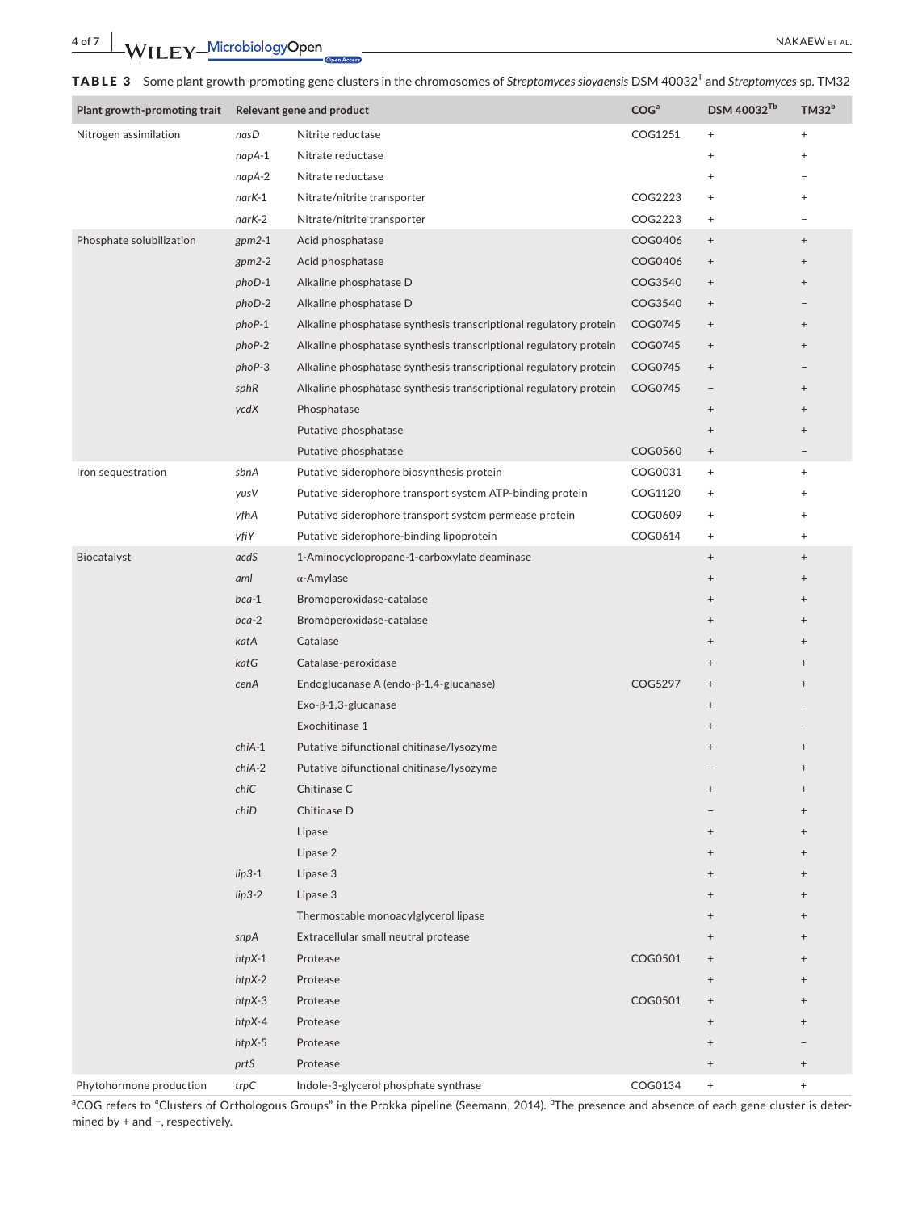**TABLE 3** Some plant growth-promoting gene clusters in the chromosomes of *Streptomyces sioyaensis* DSM 40032[T] and *Streptomyces* sp. TM32

| Plant growth-promoting trait | Relevant gene and product | | COG[a] | DSM 40032[Tb] | TM32[b] |
|---|---|---|---|---|---|
| Nitrogen assimilation | *nasD* | Nitrite reductase | COG1251 | + | + |
| | *napA*-1 | Nitrate reductase | | + | + |
| | *napA*-2 | Nitrate reductase | | + | − |
| | *narK*-1 | Nitrate/nitrite transporter | COG2223 | + | + |
| | *narK*-2 | Nitrate/nitrite transporter | COG2223 | + | − |
| Phosphate solubilization | *gpm2*-1 | Acid phosphatase | COG0406 | + | + |
| | *gpm2*-2 | Acid phosphatase | COG0406 | + | + |
| | *phoD*-1 | Alkaline phosphatase D | COG3540 | + | + |
| | *phoD*-2 | Alkaline phosphatase D | COG3540 | + | − |
| | *phoP*-1 | Alkaline phosphatase synthesis transcriptional regulatory protein | COG0745 | + | + |
| | *phoP*-2 | Alkaline phosphatase synthesis transcriptional regulatory protein | COG0745 | + | + |
| | *phoP*-3 | Alkaline phosphatase synthesis transcriptional regulatory protein | COG0745 | + | − |
| | *sphR* | Alkaline phosphatase synthesis transcriptional regulatory protein | COG0745 | − | + |
| | *ycdX* | Phosphatase | | + | + |
| | | Putative phosphatase | | + | + |
| | | Putative phosphatase | COG0560 | + | − |
| Iron sequestration | *sbnA* | Putative siderophore biosynthesis protein | COG0031 | + | + |
| | *yusV* | Putative siderophore transport system ATP-binding protein | COG1120 | + | + |
| | *yfhA* | Putative siderophore transport system permease protein | COG0609 | + | + |
| | *yfiY* | Putative siderophore-binding lipoprotein | COG0614 | + | + |
| Biocatalyst | *acdS* | 1-Aminocyclopropane-1-carboxylate deaminase | | + | + |
| | *aml* | α-Amylase | | + | + |
| | *bca*-1 | Bromoperoxidase-catalase | | + | + |
| | *bca*-2 | Bromoperoxidase-catalase | | + | + |
| | *katA* | Catalase | | + | + |
| | *katG* | Catalase-peroxidase | | + | + |
| | *cenA* | Endoglucanase A (endo-β-1,4-glucanase) | COG5297 | + | + |
| | | Exo-β-1,3-glucanase | | + | − |
| | | Exochitinase 1 | | + | − |
| | *chiA*-1 | Putative bifunctional chitinase/lysozyme | | + | + |
| | *chiA*-2 | Putative bifunctional chitinase/lysozyme | | − | + |
| | *chiC* | Chitinase C | | + | + |
| | *chiD* | Chitinase D | | − | + |
| | | Lipase | | + | + |
| | | Lipase 2 | | + | + |
| | *lip3*-1 | Lipase 3 | | + | + |
| | *lip3*-2 | Lipase 3 | | + | + |
| | | Thermostable monoacylglycerol lipase | | + | + |
| | *snpA* | Extracellular small neutral protease | | + | + |
| | *htpX*-1 | Protease | COG0501 | + | + |
| | *htpX*-2 | Protease | | + | + |
| | *htpX*-3 | Protease | COG0501 | + | + |
| | *htpX*-4 | Protease | | + | + |
| | *htpX*-5 | Protease | | + | − |
| | *prtS* | Protease | | + | + |
| Phytohormone production | *trpC* | Indole-3-glycerol phosphate synthase | COG0134 | + | + |

[a]COG refers to "Clusters of Orthologous Groups" in the Prokka pipeline (Seemann, 2014). [b]The presence and absence of each gene cluster is determined by + and −, respectively.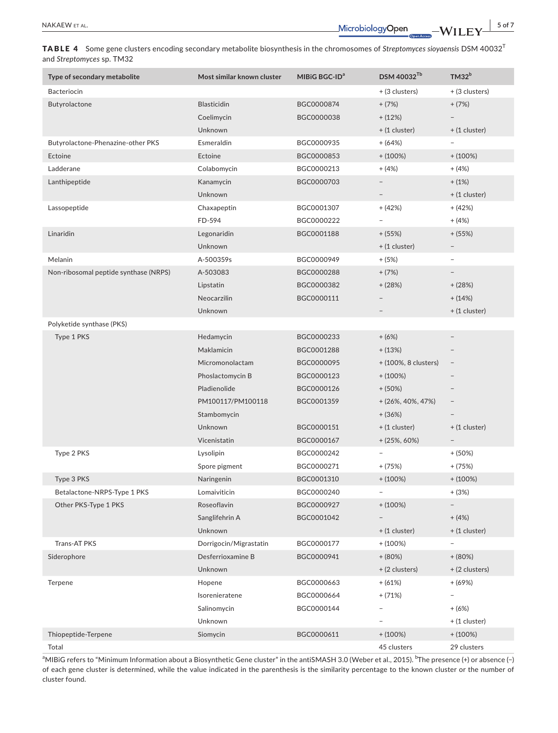**TABLE 4** Some gene clusters encoding secondary metabolite biosynthesis in the chromosomes of *Streptomyces sioyaensis* DSM 40032[T] and *Streptomyces* sp. TM32

| Type of secondary metabolite | Most similar known cluster | MIBiG BGC-ID[a] | DSM 40032[Tb] | TM32[b] |
|---|---|---|---|---|
| Bacteriocin | | | + (3 clusters) | + (3 clusters) |
| Butyrolactone | Blasticidin | BGC0000874 | + (7%) | + (7%) |
| | Coelimycin | BGC0000038 | + (12%) | – |
| | Unknown | | + (1 cluster) | + (1 cluster) |
| Butyrolactone-Phenazine-other PKS | Esmeraldin | BGC0000935 | + (64%) | – |
| Ectoine | Ectoine | BGC0000853 | + (100%) | + (100%) |
| Ladderane | Colabomycin | BGC0000213 | + (4%) | + (4%) |
| Lanthipeptide | Kanamycin | BGC0000703 | – | + (1%) |
| | Unknown | | – | + (1 cluster) |
| Lassopeptide | Chaxapeptin | BGC0001307 | + (42%) | + (42%) |
| | FD-594 | BGC0000222 | – | + (4%) |
| Linaridin | Legonaridin | BGC0001188 | + (55%) | + (55%) |
| | Unknown | | + (1 cluster) | – |
| Melanin | A-500359s | BGC0000949 | + (5%) | – |
| Non-ribosomal peptide synthase (NRPS) | A-503083 | BGC0000288 | + (7%) | – |
| | Lipstatin | BGC0000382 | + (28%) | + (28%) |
| | Neocarzilin | BGC0000111 | – | + (14%) |
| | Unknown | | – | + (1 cluster) |
| Polyketide synthase (PKS) | | | | |
| Type 1 PKS | Hedamycin | BGC0000233 | + (6%) | – |
| | Maklamicin | BGC0001288 | + (13%) | – |
| | Micromonolactam | BGC0000095 | + (100%, 8 clusters) | – |
| | Phoslactomycin B | BGC0000123 | + (100%) | – |
| | Pladienolide | BGC0000126 | + (50%) | – |
| | PM100117/PM100118 | BGC0001359 | + (26%, 40%, 47%) | – |
| | Stambomycin | | + (36%) | – |
| | Unknown | BGC0000151 | + (1 cluster) | + (1 cluster) |
| | Vicenistatin | BGC0000167 | + (25%, 60%) | – |
| Type 2 PKS | Lysolipin | BGC0000242 | – | + (50%) |
| | Spore pigment | BGC0000271 | + (75%) | + (75%) |
| Type 3 PKS | Naringenin | BGC0001310 | + (100%) | + (100%) |
| Betalactone-NRPS-Type 1 PKS | Lomaiviticin | BGC0000240 | – | + (3%) |
| Other PKS-Type 1 PKS | Roseoflavin | BGC0000927 | + (100%) | – |
| | Sanglifehrin A | BGC0001042 | – | + (4%) |
| | Unknown | | + (1 cluster) | + (1 cluster) |
| Trans-AT PKS | Dorrigocin/Migrastatin | BGC0000177 | + (100%) | – |
| Siderophore | Desferrioxamine B | BGC0000941 | + (80%) | + (80%) |
| | Unknown | | + (2 clusters) | + (2 clusters) |
| Terpene | Hopene | BGC0000663 | + (61%) | + (69%) |
| | Isorenieratene | BGC0000664 | + (71%) | – |
| | Salinomycin | BGC0000144 | – | + (6%) |
| | Unknown | | – | + (1 cluster) |
| Thiopeptide-Terpene | Siomycin | BGC0000611 | + (100%) | + (100%) |
| Total | | | 45 clusters | 29 clusters |

[a]MIBiG refers to "Minimum Information about a Biosynthetic Gene cluster" in the antiSMASH 3.0 (Weber et al., 2015). [b]The presence (+) or absence (–) of each gene cluster is determined, while the value indicated in the parenthesis is the similarity percentage to the known cluster or the number of cluster found.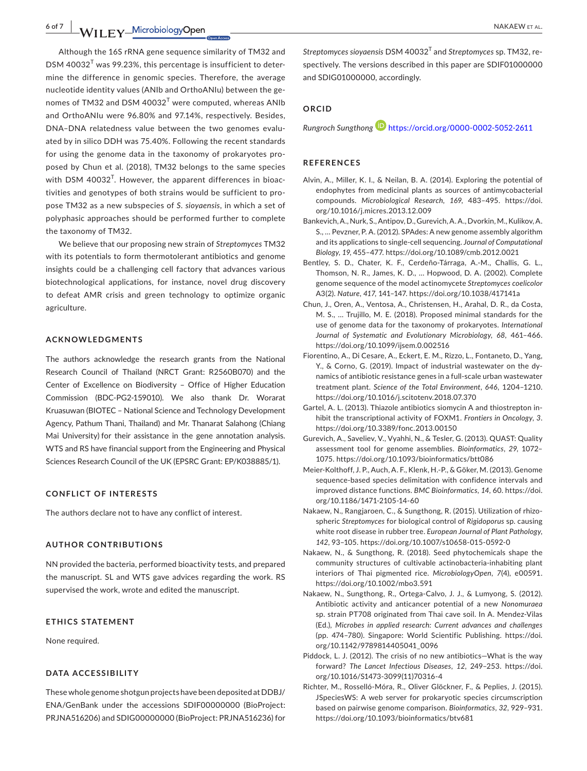Although the 16S rRNA gene sequence similarity of TM32 and DSM 40032$^T$ was 99.23%, this percentage is insufficient to determine the difference in genomic species. Therefore, the average nucleotide identity values (ANIb and OrthoANIu) between the genomes of TM32 and DSM 40032$^T$ were computed, whereas ANIb and OrthoANIu were 96.80% and 97.14%, respectively. Besides, DNA–DNA relatedness value between the two genomes evaluated by in silico DDH was 75.40%. Following the recent standards for using the genome data in the taxonomy of prokaryotes proposed by Chun et al. (2018), TM32 belongs to the same species with DSM 40032$^T$. However, the apparent differences in bioactivities and genotypes of both strains would be sufficient to propose TM32 as a new subspecies of *S. sioyaensis*, in which a set of polyphasic approaches should be performed further to complete the taxonomy of TM32.

We believe that our proposing new strain of *Streptomyces* TM32 with its potentials to form thermotolerant antibiotics and genome insights could be a challenging cell factory that advances various biotechnological applications, for instance, novel drug discovery to defeat AMR crisis and green technology to optimize organic agriculture.

## ACKNOWLEDGMENTS

The authors acknowledge the research grants from the National Research Council of Thailand (NRCT Grant: R2560B070) and the Center of Excellence on Biodiversity – Office of Higher Education Commission (BDC-PG2-159010). We also thank Dr. Worarat Kruasuwan (BIOTEC – National Science and Technology Development Agency, Pathum Thani, Thailand) and Mr. Thanarat Salahong (Chiang Mai University) for their assistance in the gene annotation analysis. WTS and RS have financial support from the Engineering and Physical Sciences Research Council of the UK (EPSRC Grant: EP/K038885/1).

## CONFLICT OF INTERESTS

The authors declare not to have any conflict of interest.

## AUTHOR CONTRIBUTIONS

NN provided the bacteria, performed bioactivity tests, and prepared the manuscript. SL and WTS gave advices regarding the work. RS supervised the work, wrote and edited the manuscript.

## ETHICS STATEMENT

None required.

## DATA ACCESSIBILITY

These whole genome shotgun projects have been deposited at DDBJ/ENA/GenBank under the accessions SDIF00000000 (BioProject: PRJNA516206) and SDIG00000000 (BioProject: PRJNA516236) for *Streptomyces sioyaensis* DSM 40032$^T$ and *Streptomyces* sp. TM32, respectively. The versions described in this paper are SDIF01000000 and SDIG01000000, accordingly.

## ORCID

*Rungroch Sungthong* https://orcid.org/0000-0002-5052-2611

## REFERENCES

Alvin, A., Miller, K. I., & Neilan, B. A. (2014). Exploring the potential of endophytes from medicinal plants as sources of antimycobacterial compounds. *Microbiological Research*, *169*, 483–495. https://doi.org/10.1016/j.micres.2013.12.009

Bankevich, A., Nurk, S., Antipov, D., Gurevich, A. A., Dvorkin, M., Kulikov, A. S., … Pevzner, P. A. (2012). SPAdes: A new genome assembly algorithm and its applications to single-cell sequencing. *Journal of Computational Biology*, *19*, 455–477. https://doi.org/10.1089/cmb.2012.0021

Bentley, S. D., Chater, K. F., Cerdeño-Tárraga, A.-M., Challis, G. L., Thomson, N. R., James, K. D., … Hopwood, D. A. (2002). Complete genome sequence of the model actinomycete *Streptomyces coelicolor* A3(2). *Nature*, *417*, 141–147. https://doi.org/10.1038/417141a

Chun, J., Oren, A., Ventosa, A., Christensen, H., Arahal, D. R., da Costa, M. S., … Trujillo, M. E. (2018). Proposed minimal standards for the use of genome data for the taxonomy of prokaryotes. *International Journal of Systematic and Evolutionary Microbiology*, *68*, 461–466. https://doi.org/10.1099/ijsem.0.002516

Fiorentino, A., Di Cesare, A., Eckert, E. M., Rizzo, L., Fontaneto, D., Yang, Y., & Corno, G. (2019). Impact of industrial wastewater on the dynamics of antibiotic resistance genes in a full-scale urban wastewater treatment plant. *Science of the Total Environment*, *646*, 1204–1210. https://doi.org/10.1016/j.scitotenv.2018.07.370

Gartel, A. L. (2013). Thiazole antibiotics siomycin A and thiostrepton inhibit the transcriptional activity of FOXM1. *Frontiers in Oncology*, *3*. https://doi.org/10.3389/fonc.2013.00150

Gurevich, A., Saveliev, V., Vyahhi, N., & Tesler, G. (2013). QUAST: Quality assessment tool for genome assemblies. *Bioinformatics*, *29*, 1072–1075. https://doi.org/10.1093/bioinformatics/btt086

Meier-Kolthoff, J. P., Auch, A. F., Klenk, H.-P., & Göker, M. (2013). Genome sequence-based species delimitation with confidence intervals and improved distance functions. *BMC Bioinformatics*, *14*, 60. https://doi.org/10.1186/1471-2105-14-60

Nakaew, N., Rangjaroen, C., & Sungthong, R. (2015). Utilization of rhizospheric *Streptomyces* for biological control of *Rigidoporus* sp. causing white root disease in rubber tree. *European Journal of Plant Pathology*, *142*, 93–105. https://doi.org/10.1007/s10658-015-0592-0

Nakaew, N., & Sungthong, R. (2018). Seed phytochemicals shape the community structures of cultivable actinobacteria-inhabiting plant interiors of Thai pigmented rice. *MicrobiologyOpen*, *7*(4), e00591. https://doi.org/10.1002/mbo3.591

Nakaew, N., Sungthong, R., Ortega-Calvo, J. J., & Lumyong, S. (2012). Antibiotic activity and anticancer potential of a new *Nonomuraea* sp. strain PT708 originated from Thai cave soil. In A. Mendez-Vilas (Ed.), *Microbes in applied research: Current advances and challenges* (pp. 474–780). Singapore: World Scientific Publishing. https://doi.org/10.1142/9789814405041_0096

Piddock, L. J. (2012). The crisis of no new antibiotics—What is the way forward? *The Lancet Infectious Diseases*, *12*, 249–253. https://doi.org/10.1016/S1473-3099(11)70316-4

Richter, M., Rosselló-Móra, R., Oliver Glöckner, F., & Peplies, J. (2015). JSpeciesWS: A web server for prokaryotic species circumscription based on pairwise genome comparison. *Bioinformatics*, *32*, 929–931. https://doi.org/10.1093/bioinformatics/btv681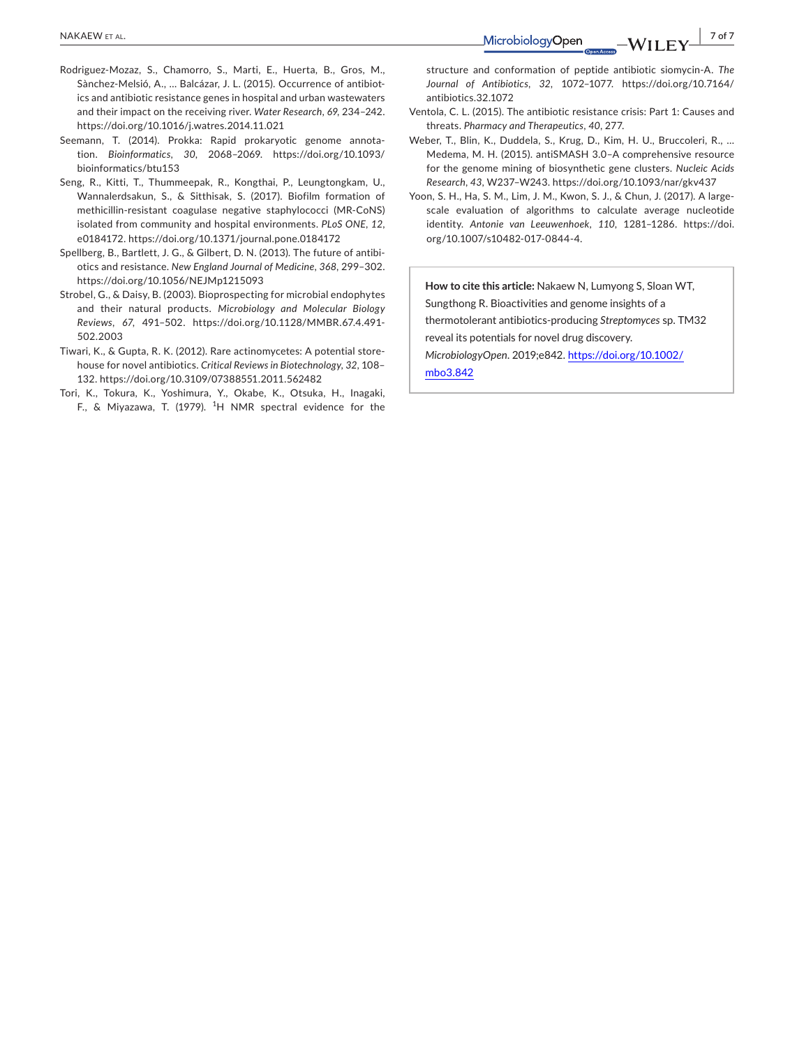Rodriguez-Mozaz, S., Chamorro, S., Marti, E., Huerta, B., Gros, M., Sànchez-Melsió, A., … Balcázar, J. L. (2015). Occurrence of antibiotics and antibiotic resistance genes in hospital and urban wastewaters and their impact on the receiving river. *Water Research*, *69*, 234–242. https://doi.org/10.1016/j.watres.2014.11.021

Seemann, T. (2014). Prokka: Rapid prokaryotic genome annotation. *Bioinformatics*, *30*, 2068–2069. https://doi.org/10.1093/bioinformatics/btu153

Seng, R., Kitti, T., Thummeepak, R., Kongthai, P., Leungtongkam, U., Wannalerdsakun, S., & Sitthisak, S. (2017). Biofilm formation of methicillin-resistant coagulase negative staphylococci (MR-CoNS) isolated from community and hospital environments. *PLoS ONE*, *12*, e0184172. https://doi.org/10.1371/journal.pone.0184172

Spellberg, B., Bartlett, J. G., & Gilbert, D. N. (2013). The future of antibiotics and resistance. *New England Journal of Medicine*, *368*, 299–302. https://doi.org/10.1056/NEJMp1215093

Strobel, G., & Daisy, B. (2003). Bioprospecting for microbial endophytes and their natural products. *Microbiology and Molecular Biology Reviews*, *67*, 491–502. https://doi.org/10.1128/MMBR.67.4.491-502.2003

Tiwari, K., & Gupta, R. K. (2012). Rare actinomycetes: A potential storehouse for novel antibiotics. *Critical Reviews in Biotechnology*, *32*, 108–132. https://doi.org/10.3109/07388551.2011.562482

Tori, K., Tokura, K., Yoshimura, Y., Okabe, K., Otsuka, H., Inagaki, F., & Miyazawa, T. (1979). $^{1}$H NMR spectral evidence for the structure and conformation of peptide antibiotic siomycin-A. *The Journal of Antibiotics*, *32*, 1072–1077. https://doi.org/10.7164/antibiotics.32.1072

Ventola, C. L. (2015). The antibiotic resistance crisis: Part 1: Causes and threats. *Pharmacy and Therapeutics*, *40*, 277.

Weber, T., Blin, K., Duddela, S., Krug, D., Kim, H. U., Bruccoleri, R., … Medema, M. H. (2015). antiSMASH 3.0–A comprehensive resource for the genome mining of biosynthetic gene clusters. *Nucleic Acids Research*, *43*, W237–W243. https://doi.org/10.1093/nar/gkv437

Yoon, S. H., Ha, S. M., Lim, J. M., Kwon, S. J., & Chun, J. (2017). A large-scale evaluation of algorithms to calculate average nucleotide identity. *Antonie van Leeuwenhoek*, *110*, 1281–1286. https://doi.org/10.1007/s10482-017-0844-4.

**How to cite this article:** Nakaew N, Lumyong S, Sloan WT, Sungthong R. Bioactivities and genome insights of a thermotolerant antibiotics-producing *Streptomyces* sp. TM32 reveal its potentials for novel drug discovery. *MicrobiologyOpen*. 2019;e842. https://doi.org/10.1002/mbo3.842